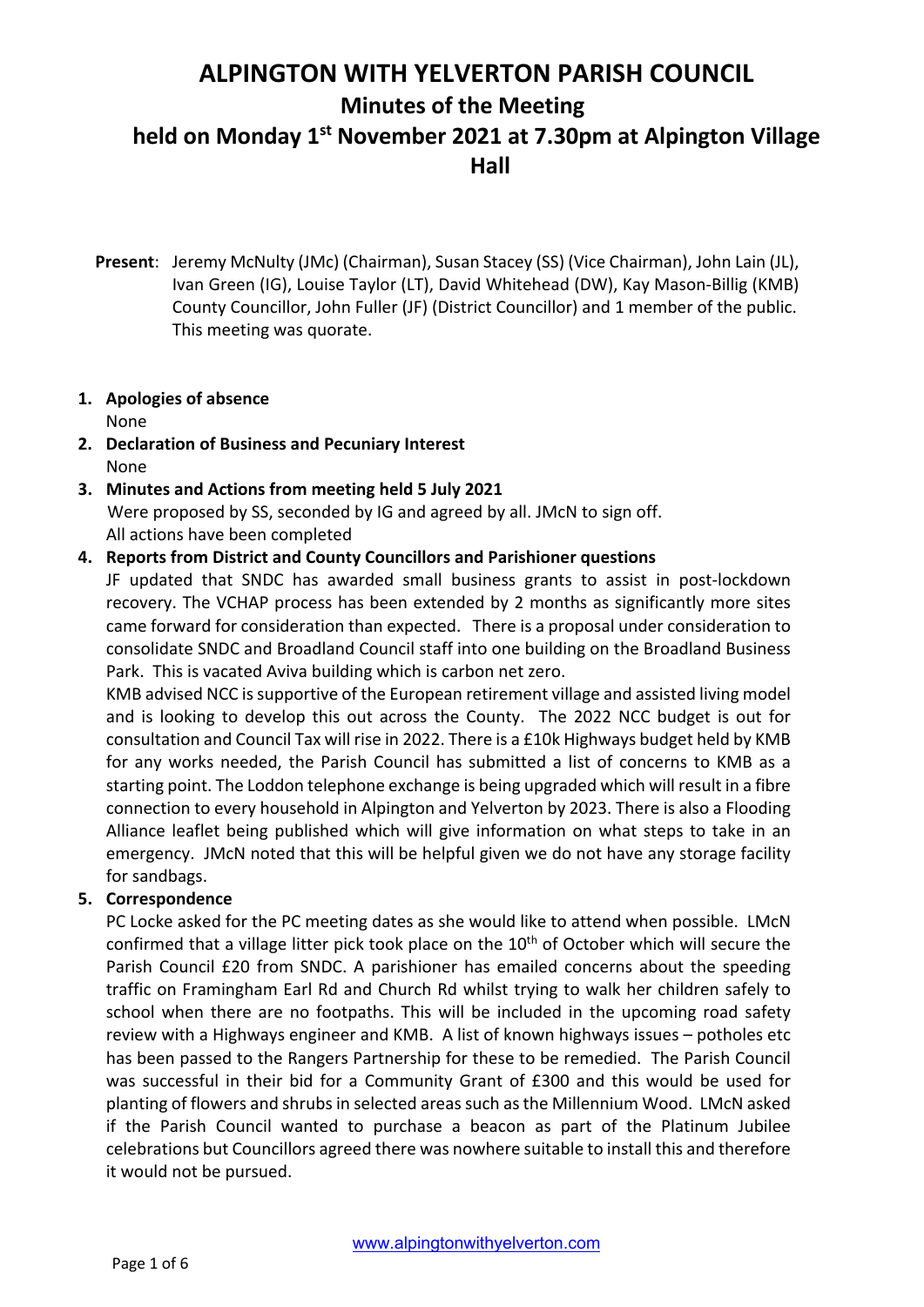# ALPINGTON WITH YELVERTON PARISH COUNCIL

## Minutes of the Meeting

## held on Monday 1st November 2021 at 7.30pm at Alpington Village Hall

**Present**: Jeremy McNulty (JMc) (Chairman), Susan Stacey (SS) (Vice Chairman), John Lain (JL), Ivan Green (IG), Louise Taylor (LT), David Whitehead (DW), Kay Mason-Billig (KMB) County Councillor, John Fuller (JF) (District Councillor) and 1 member of the public. This meeting was quorate.

1. **Apologies of absence**
   None
2. **Declaration of Business and Pecuniary Interest**
   None
3. **Minutes and Actions from meeting held 5 July 2021**
   Were proposed by SS, seconded by IG and agreed by all. JMcN to sign off.
   All actions have been completed
4. **Reports from District and County Councillors and Parishioner questions**
   JF updated that SNDC has awarded small business grants to assist in post-lockdown recovery. The VCHAP process has been extended by 2 months as significantly more sites came forward for consideration than expected. There is a proposal under consideration to consolidate SNDC and Broadland Council staff into one building on the Broadland Business Park. This is vacated Aviva building which is carbon net zero.
   KMB advised NCC is supportive of the European retirement village and assisted living model and is looking to develop this out across the County. The 2022 NCC budget is out for consultation and Council Tax will rise in 2022. There is a £10k Highways budget held by KMB for any works needed, the Parish Council has submitted a list of concerns to KMB as a starting point. The Loddon telephone exchange is being upgraded which will result in a fibre connection to every household in Alpington and Yelverton by 2023. There is also a Flooding Alliance leaflet being published which will give information on what steps to take in an emergency. JMcN noted that this will be helpful given we do not have any storage facility for sandbags.
5. **Correspondence**
   PC Locke asked for the PC meeting dates as she would like to attend when possible. LMcN confirmed that a village litter pick took place on the 10th of October which will secure the Parish Council £20 from SNDC. A parishioner has emailed concerns about the speeding traffic on Framingham Earl Rd and Church Rd whilst trying to walk her children safely to school when there are no footpaths. This will be included in the upcoming road safety review with a Highways engineer and KMB. A list of known highways issues – potholes etc has been passed to the Rangers Partnership for these to be remedied. The Parish Council was successful in their bid for a Community Grant of £300 and this would be used for planting of flowers and shrubs in selected areas such as the Millennium Wood. LMcN asked if the Parish Council wanted to purchase a beacon as part of the Platinum Jubilee celebrations but Councillors agreed there was nowhere suitable to install this and therefore it would not be pursued.

www.alpingtonwithyelverton.com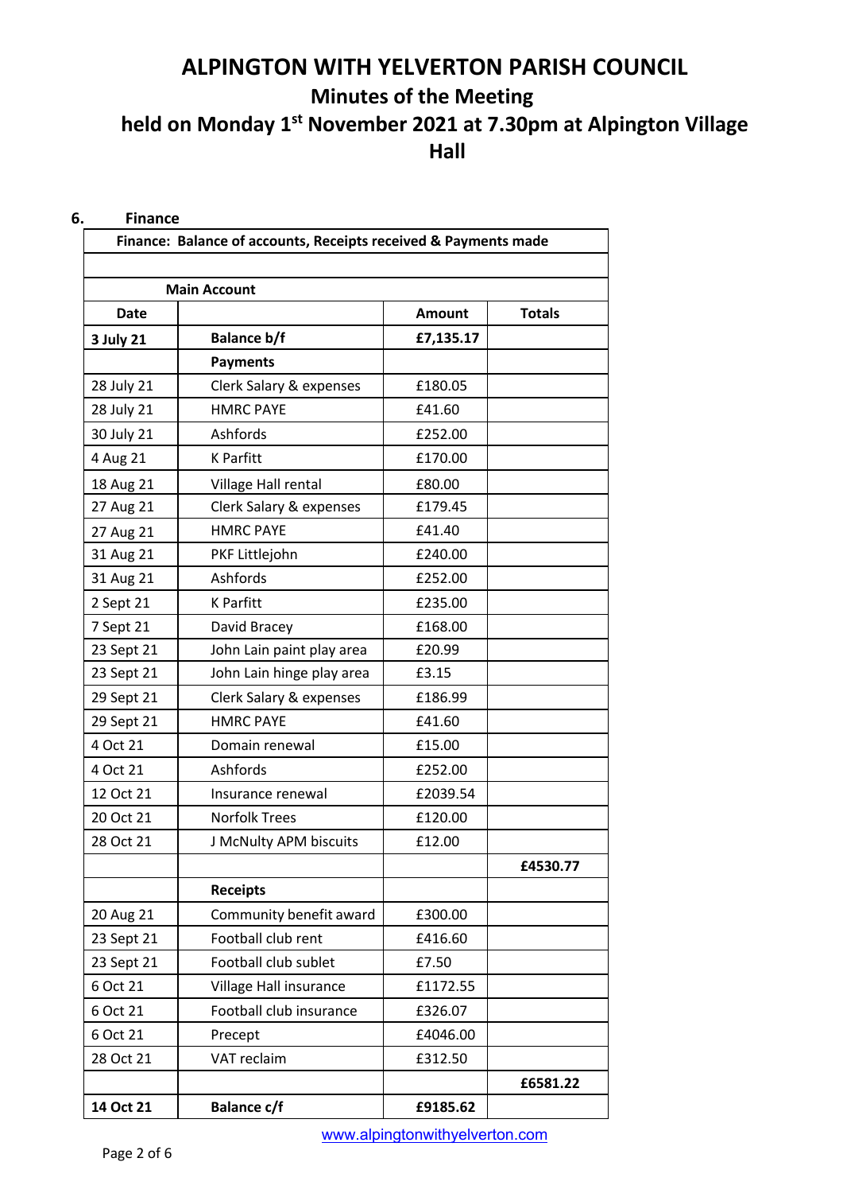# ALPINGTON WITH YELVERTON PARISH COUNCIL

## Minutes of the Meeting

## held on Monday 1st November 2021 at 7.30pm at Alpington Village Hall

**6. Finance**

| Finance: Balance of accounts, Receipts received & Payments made | | | |
|---|---|---|---|
| | | | |
| **Main Account** | | | |
| **Date** | | **Amount** | **Totals** |
| **3 July 21** | **Balance b/f** | **£7,135.17** | |
| | **Payments** | | |
| 28 July 21 | Clerk Salary & expenses | £180.05 | |
| 28 July 21 | HMRC PAYE | £41.60 | |
| 30 July 21 | Ashfords | £252.00 | |
| 4 Aug 21 | K Parfitt | £170.00 | |
| 18 Aug 21 | Village Hall rental | £80.00 | |
| 27 Aug 21 | Clerk Salary & expenses | £179.45 | |
| 27 Aug 21 | HMRC PAYE | £41.40 | |
| 31 Aug 21 | PKF Littlejohn | £240.00 | |
| 31 Aug 21 | Ashfords | £252.00 | |
| 2 Sept 21 | K Parfitt | £235.00 | |
| 7 Sept 21 | David Bracey | £168.00 | |
| 23 Sept 21 | John Lain paint play area | £20.99 | |
| 23 Sept 21 | John Lain hinge play area | £3.15 | |
| 29 Sept 21 | Clerk Salary & expenses | £186.99 | |
| 29 Sept 21 | HMRC PAYE | £41.60 | |
| 4 Oct 21 | Domain renewal | £15.00 | |
| 4 Oct 21 | Ashfords | £252.00 | |
| 12 Oct 21 | Insurance renewal | £2039.54 | |
| 20 Oct 21 | Norfolk Trees | £120.00 | |
| 28 Oct 21 | J McNulty APM biscuits | £12.00 | |
| | | | **£4530.77** |
| | **Receipts** | | |
| 20 Aug 21 | Community benefit award | £300.00 | |
| 23 Sept 21 | Football club rent | £416.60 | |
| 23 Sept 21 | Football club sublet | £7.50 | |
| 6 Oct 21 | Village Hall insurance | £1172.55 | |
| 6 Oct 21 | Football club insurance | £326.07 | |
| 6 Oct 21 | Precept | £4046.00 | |
| 28 Oct 21 | VAT reclaim | £312.50 | |
| | | | **£6581.22** |
| **14 Oct 21** | **Balance c/f** | **£9185.62** | |

www.alpingtonwithyelverton.com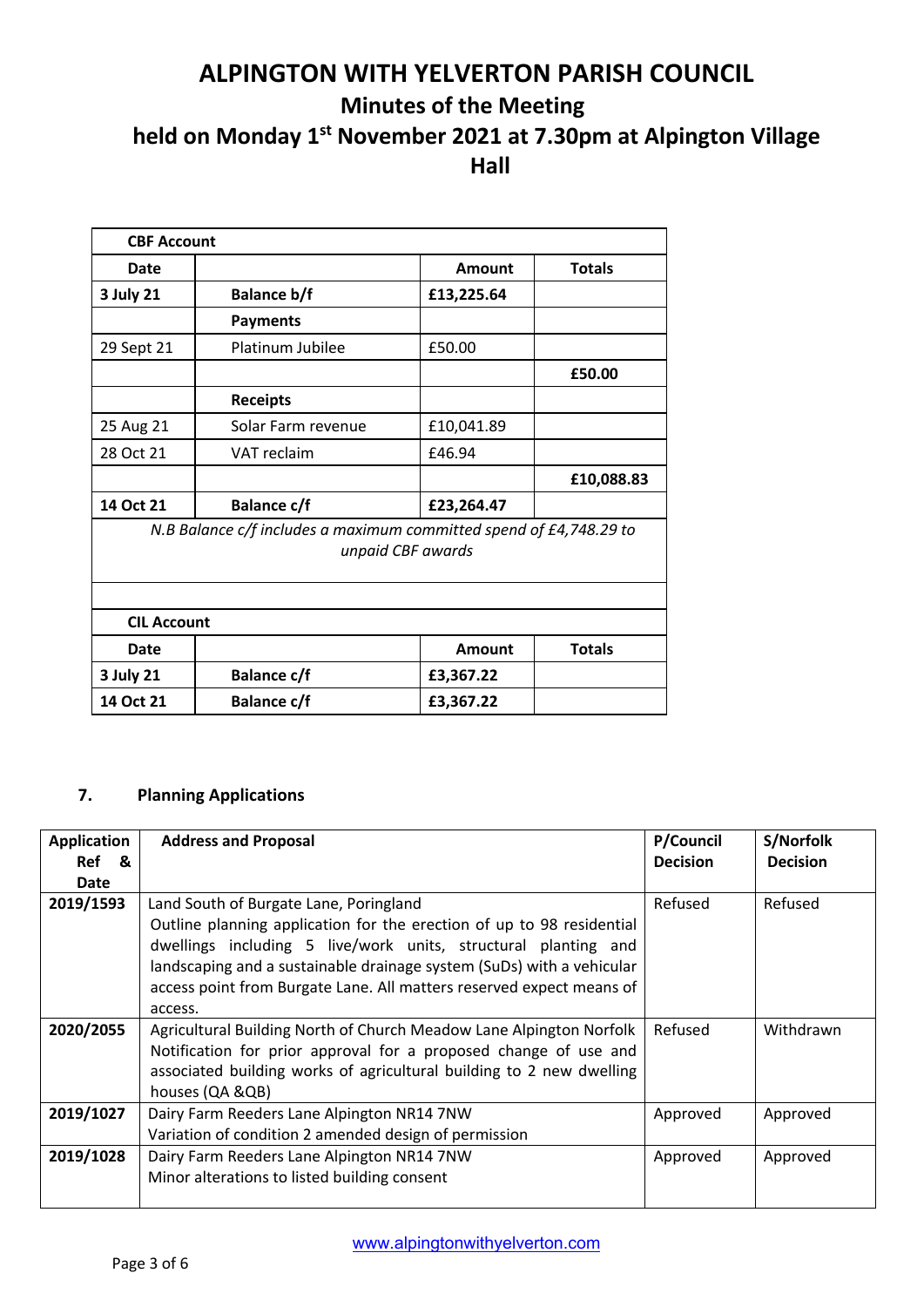# ALPINGTON WITH YELVERTON PARISH COUNCIL

## Minutes of the Meeting

## held on Monday 1st November 2021 at 7.30pm at Alpington Village Hall

| **CBF Account** | | | |
|---|---|---|---|
| **Date** | | **Amount** | **Totals** |
| **3 July 21** | **Balance b/f** | **£13,225.64** | |
| | **Payments** | | |
| 29 Sept 21 | Platinum Jubilee | £50.00 | |
| | | | **£50.00** |
| | **Receipts** | | |
| 25 Aug 21 | Solar Farm revenue | £10,041.89 | |
| 28 Oct 21 | VAT reclaim | £46.94 | |
| | | | **£10,088.83** |
| **14 Oct 21** | **Balance c/f** | **£23,264.47** | |
| *N.B Balance c/f includes a maximum committed spend of £4,748.29 to unpaid CBF awards* | | | |

| **CIL Account** | | | |
|---|---|---|---|
| **Date** | | **Amount** | **Totals** |
| **3 July 21** | **Balance c/f** | **£3,367.22** | |
| **14 Oct 21** | **Balance c/f** | **£3,367.22** | |

### 7. Planning Applications

| Application Ref & Date | Address and Proposal | P/Council Decision | S/Norfolk Decision |
|---|---|---|---|
| **2019/1593** | Land South of Burgate Lane, Poringland<br>Outline planning application for the erection of up to 98 residential dwellings including 5 live/work units, structural planting and landscaping and a sustainable drainage system (SuDs) with a vehicular access point from Burgate Lane. All matters reserved expect means of access. | Refused | Refused |
| **2020/2055** | Agricultural Building North of Church Meadow Lane Alpington Norfolk<br>Notification for prior approval for a proposed change of use and associated building works of agricultural building to 2 new dwelling houses (QA &QB) | Refused | Withdrawn |
| **2019/1027** | Dairy Farm Reeders Lane Alpington NR14 7NW<br>Variation of condition 2 amended design of permission | Approved | Approved |
| **2019/1028** | Dairy Farm Reeders Lane Alpington NR14 7NW<br>Minor alterations to listed building consent | Approved | Approved |

www.alpingtonwithyelverton.com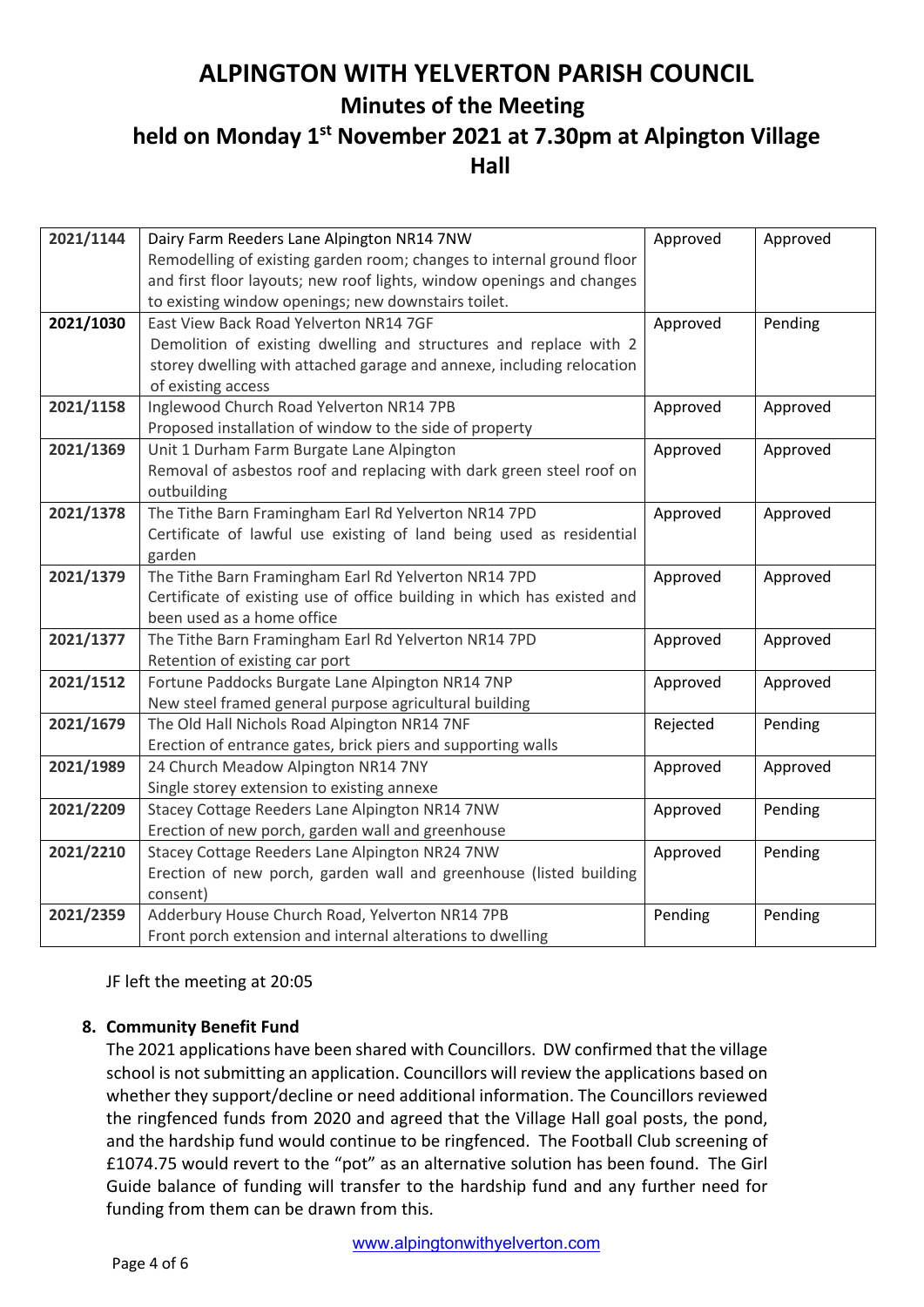# ALPINGTON WITH YELVERTON PARISH COUNCIL

## Minutes of the Meeting

## held on Monday 1st November 2021 at 7.30pm at Alpington Village Hall

| | | | |
|---|---|---|---|
| **2021/1144** | Dairy Farm Reeders Lane Alpington NR14 7NW<br>Remodelling of existing garden room; changes to internal ground floor and first floor layouts; new roof lights, window openings and changes to existing window openings; new downstairs toilet. | Approved | Approved |
| **2021/1030** | East View Back Road Yelverton NR14 7GF<br>Demolition of existing dwelling and structures and replace with 2 storey dwelling with attached garage and annexe, including relocation of existing access | Approved | Pending |
| **2021/1158** | Inglewood Church Road Yelverton NR14 7PB<br>Proposed installation of window to the side of property | Approved | Approved |
| **2021/1369** | Unit 1 Durham Farm Burgate Lane Alpington<br>Removal of asbestos roof and replacing with dark green steel roof on outbuilding | Approved | Approved |
| **2021/1378** | The Tithe Barn Framingham Earl Rd Yelverton NR14 7PD<br>Certificate of lawful use existing of land being used as residential garden | Approved | Approved |
| **2021/1379** | The Tithe Barn Framingham Earl Rd Yelverton NR14 7PD<br>Certificate of existing use of office building in which has existed and been used as a home office | Approved | Approved |
| **2021/1377** | The Tithe Barn Framingham Earl Rd Yelverton NR14 7PD<br>Retention of existing car port | Approved | Approved |
| **2021/1512** | Fortune Paddocks Burgate Lane Alpington NR14 7NP<br>New steel framed general purpose agricultural building | Approved | Approved |
| **2021/1679** | The Old Hall Nichols Road Alpington NR14 7NF<br>Erection of entrance gates, brick piers and supporting walls | Rejected | Pending |
| **2021/1989** | 24 Church Meadow Alpington NR14 7NY<br>Single storey extension to existing annexe | Approved | Approved |
| **2021/2209** | Stacey Cottage Reeders Lane Alpington NR14 7NW<br>Erection of new porch, garden wall and greenhouse | Approved | Pending |
| **2021/2210** | Stacey Cottage Reeders Lane Alpington NR24 7NW<br>Erection of new porch, garden wall and greenhouse (listed building consent) | Approved | Pending |
| **2021/2359** | Adderbury House Church Road, Yelverton NR14 7PB<br>Front porch extension and internal alterations to dwelling | Pending | Pending |

JF left the meeting at 20:05

**8. Community Benefit Fund**

The 2021 applications have been shared with Councillors. DW confirmed that the village school is not submitting an application. Councillors will review the applications based on whether they support/decline or need additional information. The Councillors reviewed the ringfenced funds from 2020 and agreed that the Village Hall goal posts, the pond, and the hardship fund would continue to be ringfenced. The Football Club screening of £1074.75 would revert to the "pot" as an alternative solution has been found. The Girl Guide balance of funding will transfer to the hardship fund and any further need for funding from them can be drawn from this.

www.alpingtonwithyelverton.com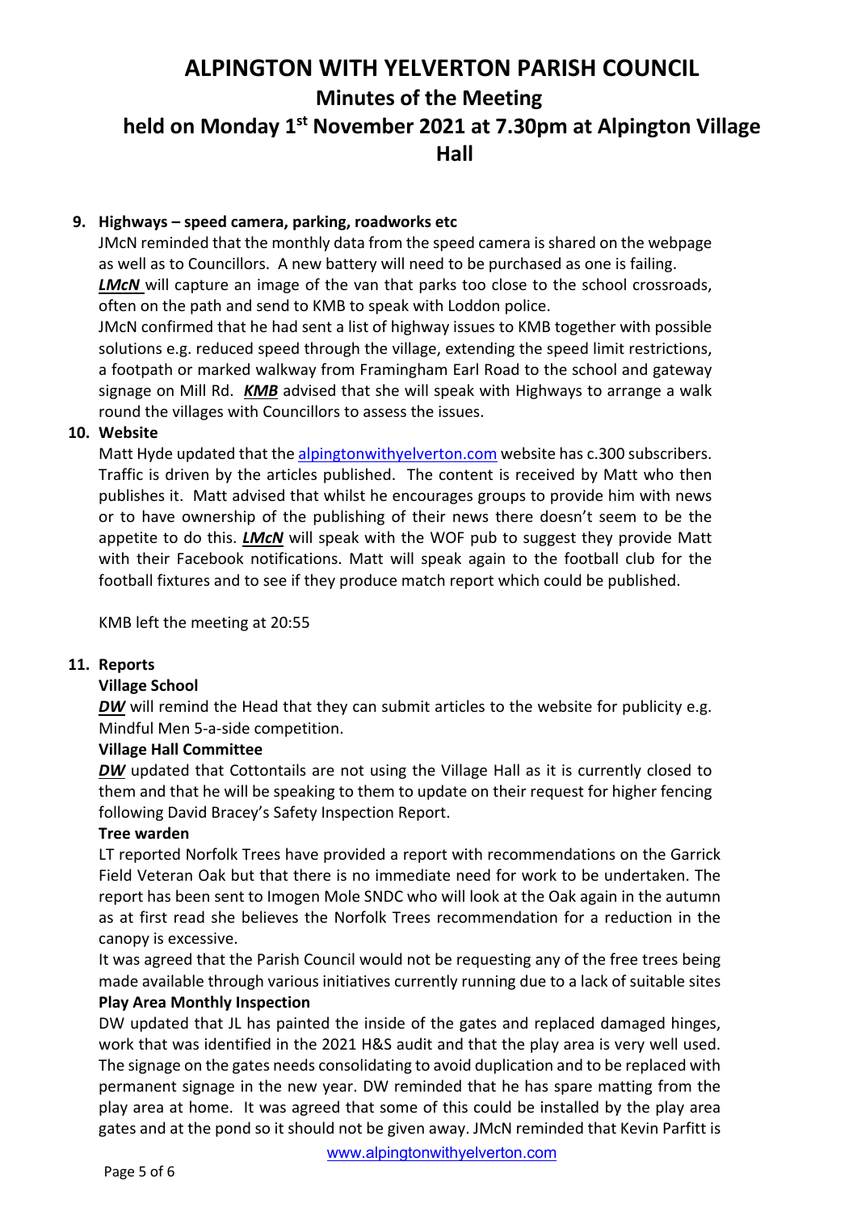# ALPINGTON WITH YELVERTON PARISH COUNCIL

## Minutes of the Meeting

## held on Monday 1st November 2021 at 7.30pm at Alpington Village Hall

**9. Highways – speed camera, parking, roadworks etc**

JMcN reminded that the monthly data from the speed camera is shared on the webpage as well as to Councillors. A new battery will need to be purchased as one is failing.

***LMcN*** will capture an image of the van that parks too close to the school crossroads, often on the path and send to KMB to speak with Loddon police.

JMcN confirmed that he had sent a list of highway issues to KMB together with possible solutions e.g. reduced speed through the village, extending the speed limit restrictions, a footpath or marked walkway from Framingham Earl Road to the school and gateway signage on Mill Rd. ***KMB*** advised that she will speak with Highways to arrange a walk round the villages with Councillors to assess the issues.

**10. Website**

Matt Hyde updated that the alpingtonwithyelverton.com website has c.300 subscribers. Traffic is driven by the articles published. The content is received by Matt who then publishes it. Matt advised that whilst he encourages groups to provide him with news or to have ownership of the publishing of their news there doesn't seem to be the appetite to do this. ***LMcN*** will speak with the WOF pub to suggest they provide Matt with their Facebook notifications. Matt will speak again to the football club for the football fixtures and to see if they produce match report which could be published.

KMB left the meeting at 20:55

**11. Reports**

**Village School**

***DW*** will remind the Head that they can submit articles to the website for publicity e.g. Mindful Men 5-a-side competition.

**Village Hall Committee**

***DW*** updated that Cottontails are not using the Village Hall as it is currently closed to them and that he will be speaking to them to update on their request for higher fencing following David Bracey's Safety Inspection Report.

**Tree warden**

LT reported Norfolk Trees have provided a report with recommendations on the Garrick Field Veteran Oak but that there is no immediate need for work to be undertaken. The report has been sent to Imogen Mole SNDC who will look at the Oak again in the autumn as at first read she believes the Norfolk Trees recommendation for a reduction in the canopy is excessive.

It was agreed that the Parish Council would not be requesting any of the free trees being made available through various initiatives currently running due to a lack of suitable sites

**Play Area Monthly Inspection**

DW updated that JL has painted the inside of the gates and replaced damaged hinges, work that was identified in the 2021 H&S audit and that the play area is very well used. The signage on the gates needs consolidating to avoid duplication and to be replaced with permanent signage in the new year. DW reminded that he has spare matting from the play area at home. It was agreed that some of this could be installed by the play area gates and at the pond so it should not be given away. JMcN reminded that Kevin Parfitt is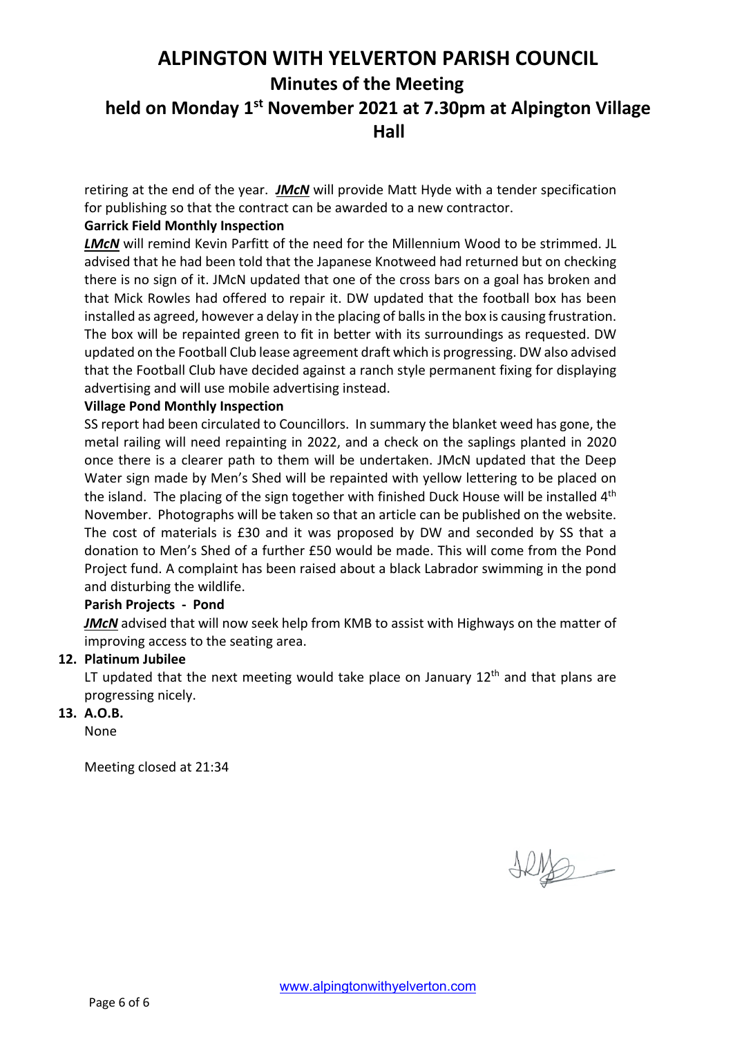retiring at the end of the year. ***JMcN*** will provide Matt Hyde with a tender specification for publishing so that the contract can be awarded to a new contractor.

**Garrick Field Monthly Inspection**

***LMcN*** will remind Kevin Parfitt of the need for the Millennium Wood to be strimmed. JL advised that he had been told that the Japanese Knotweed had returned but on checking there is no sign of it. JMcN updated that one of the cross bars on a goal has broken and that Mick Rowles had offered to repair it. DW updated that the football box has been installed as agreed, however a delay in the placing of balls in the box is causing frustration. The box will be repainted green to fit in better with its surroundings as requested. DW updated on the Football Club lease agreement draft which is progressing. DW also advised that the Football Club have decided against a ranch style permanent fixing for displaying advertising and will use mobile advertising instead.

**Village Pond Monthly Inspection**

SS report had been circulated to Councillors. In summary the blanket weed has gone, the metal railing will need repainting in 2022, and a check on the saplings planted in 2020 once there is a clearer path to them will be undertaken. JMcN updated that the Deep Water sign made by Men's Shed will be repainted with yellow lettering to be placed on the island. The placing of the sign together with finished Duck House will be installed 4th November. Photographs will be taken so that an article can be published on the website. The cost of materials is £30 and it was proposed by DW and seconded by SS that a donation to Men's Shed of a further £50 would be made. This will come from the Pond Project fund. A complaint has been raised about a black Labrador swimming in the pond and disturbing the wildlife.

**Parish Projects - Pond**

***JMcN*** advised that will now seek help from KMB to assist with Highways on the matter of improving access to the seating area.

**12. Platinum Jubilee**

LT updated that the next meeting would take place on January 12th and that plans are progressing nicely.

**13. A.O.B.**

None

Meeting closed at 21:34